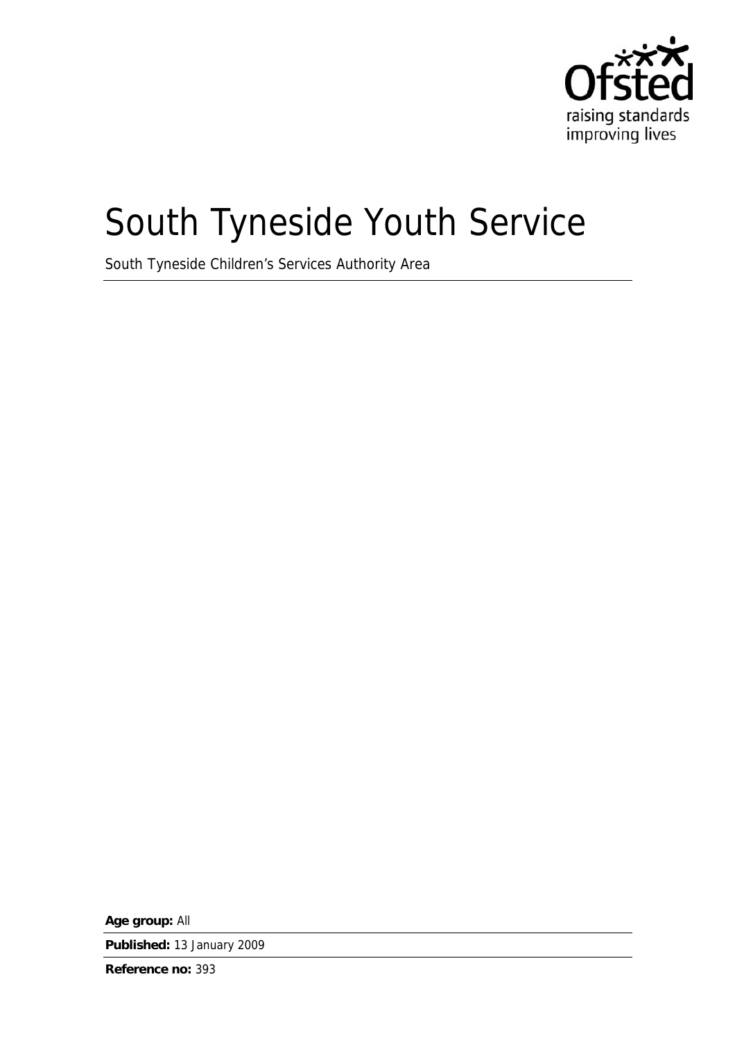Ofsted
raising standards
improving lives

# South Tyneside Youth Service

South Tyneside Children's Services Authority Area

**Age group:** All

**Published:** 13 January 2009

**Reference no:** 393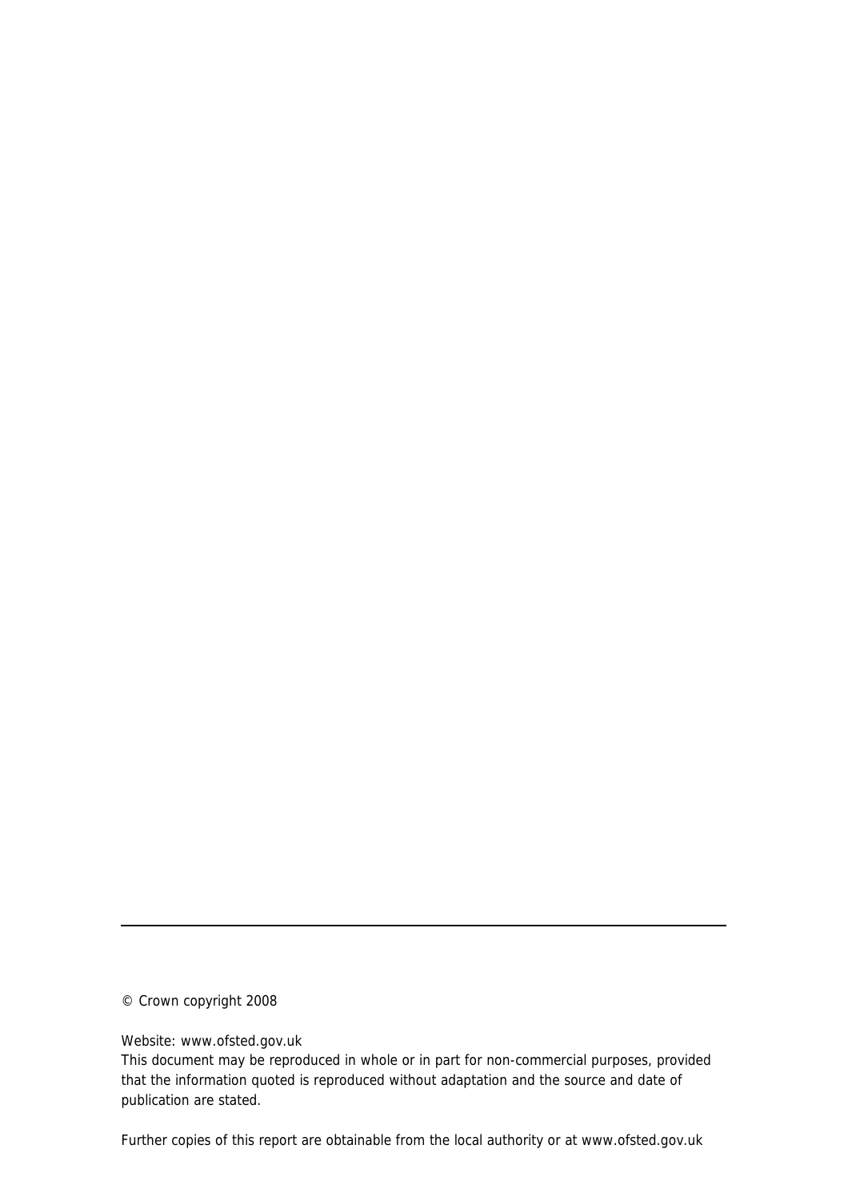---

© Crown copyright 2008

Website: www.ofsted.gov.uk

This document may be reproduced in whole or in part for non-commercial purposes, provided that the information quoted is reproduced without adaptation and the source and date of publication are stated.

Further copies of this report are obtainable from the local authority or at www.ofsted.gov.uk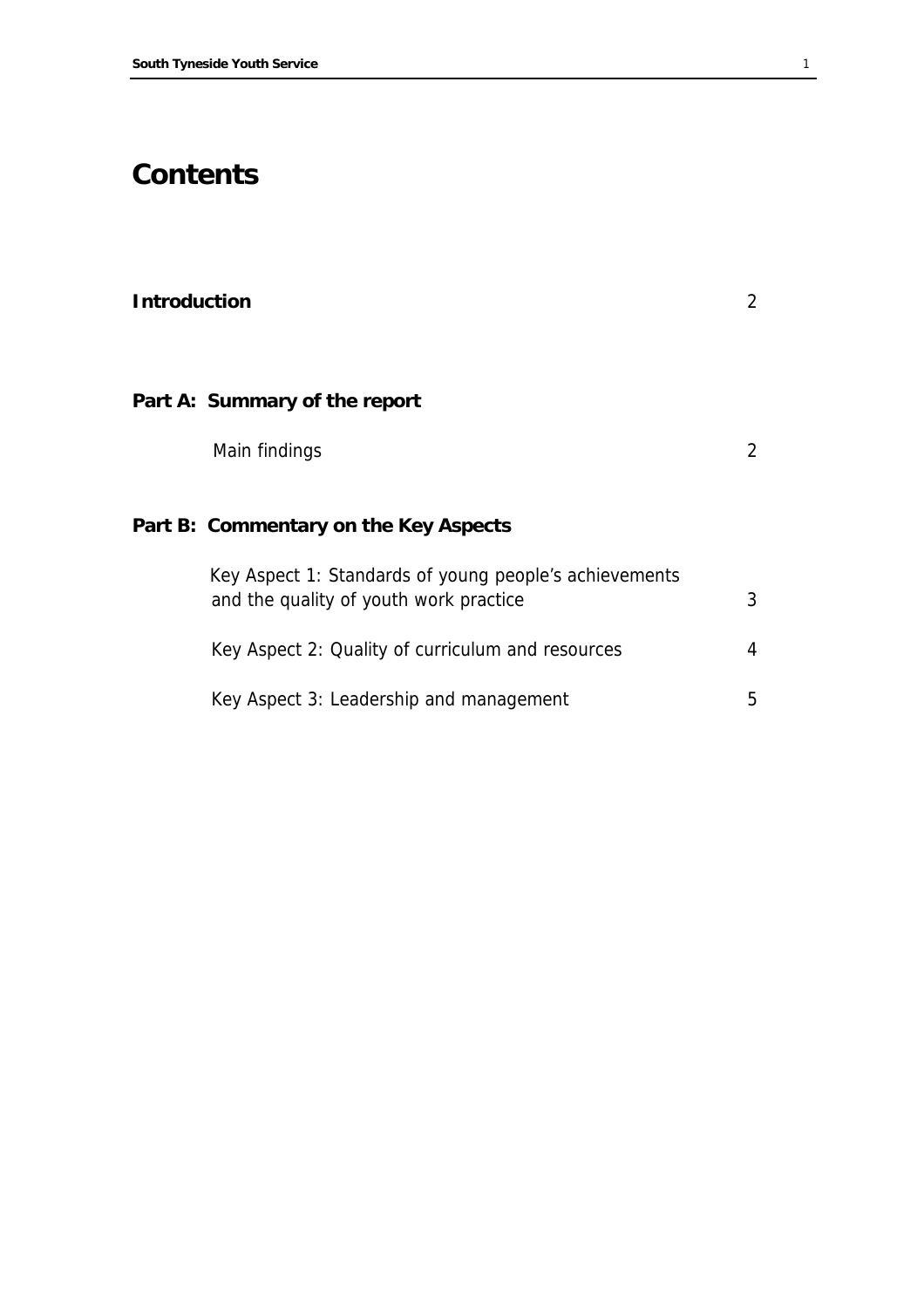# Contents

| | |
|---|---|
| **Introduction** | 2 |
| **Part A: Summary of the report** | |
| Main findings | 2 |
| **Part B: Commentary on the Key Aspects** | |
| Key Aspect 1: Standards of young people's achievements and the quality of youth work practice | 3 |
| Key Aspect 2: Quality of curriculum and resources | 4 |
| Key Aspect 3: Leadership and management | 5 |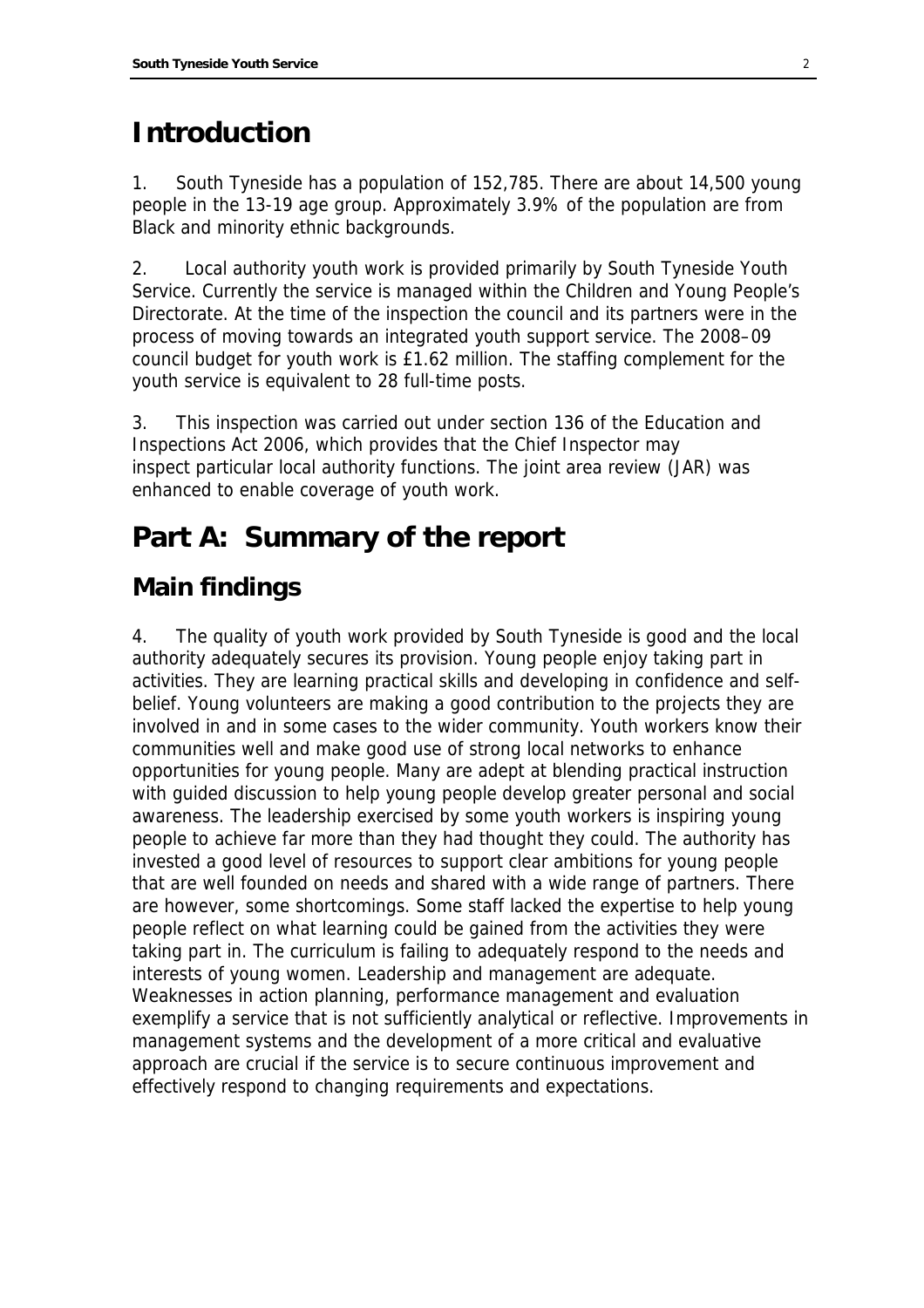# Introduction

1. South Tyneside has a population of 152,785. There are about 14,500 young people in the 13-19 age group. Approximately 3.9% of the population are from Black and minority ethnic backgrounds.

2. Local authority youth work is provided primarily by South Tyneside Youth Service. Currently the service is managed within the Children and Young People's Directorate. At the time of the inspection the council and its partners were in the process of moving towards an integrated youth support service. The 2008–09 council budget for youth work is £1.62 million. The staffing complement for the youth service is equivalent to 28 full-time posts.

3. This inspection was carried out under section 136 of the Education and Inspections Act 2006, which provides that the Chief Inspector may inspect particular local authority functions. The joint area review (JAR) was enhanced to enable coverage of youth work.

# Part A: Summary of the report

## Main findings

4. The quality of youth work provided by South Tyneside is good and the local authority adequately secures its provision. Young people enjoy taking part in activities. They are learning practical skills and developing in confidence and self-belief. Young volunteers are making a good contribution to the projects they are involved in and in some cases to the wider community. Youth workers know their communities well and make good use of strong local networks to enhance opportunities for young people. Many are adept at blending practical instruction with guided discussion to help young people develop greater personal and social awareness. The leadership exercised by some youth workers is inspiring young people to achieve far more than they had thought they could. The authority has invested a good level of resources to support clear ambitions for young people that are well founded on needs and shared with a wide range of partners. There are however, some shortcomings. Some staff lacked the expertise to help young people reflect on what learning could be gained from the activities they were taking part in. The curriculum is failing to adequately respond to the needs and interests of young women. Leadership and management are adequate. Weaknesses in action planning, performance management and evaluation exemplify a service that is not sufficiently analytical or reflective. Improvements in management systems and the development of a more critical and evaluative approach are crucial if the service is to secure continuous improvement and effectively respond to changing requirements and expectations.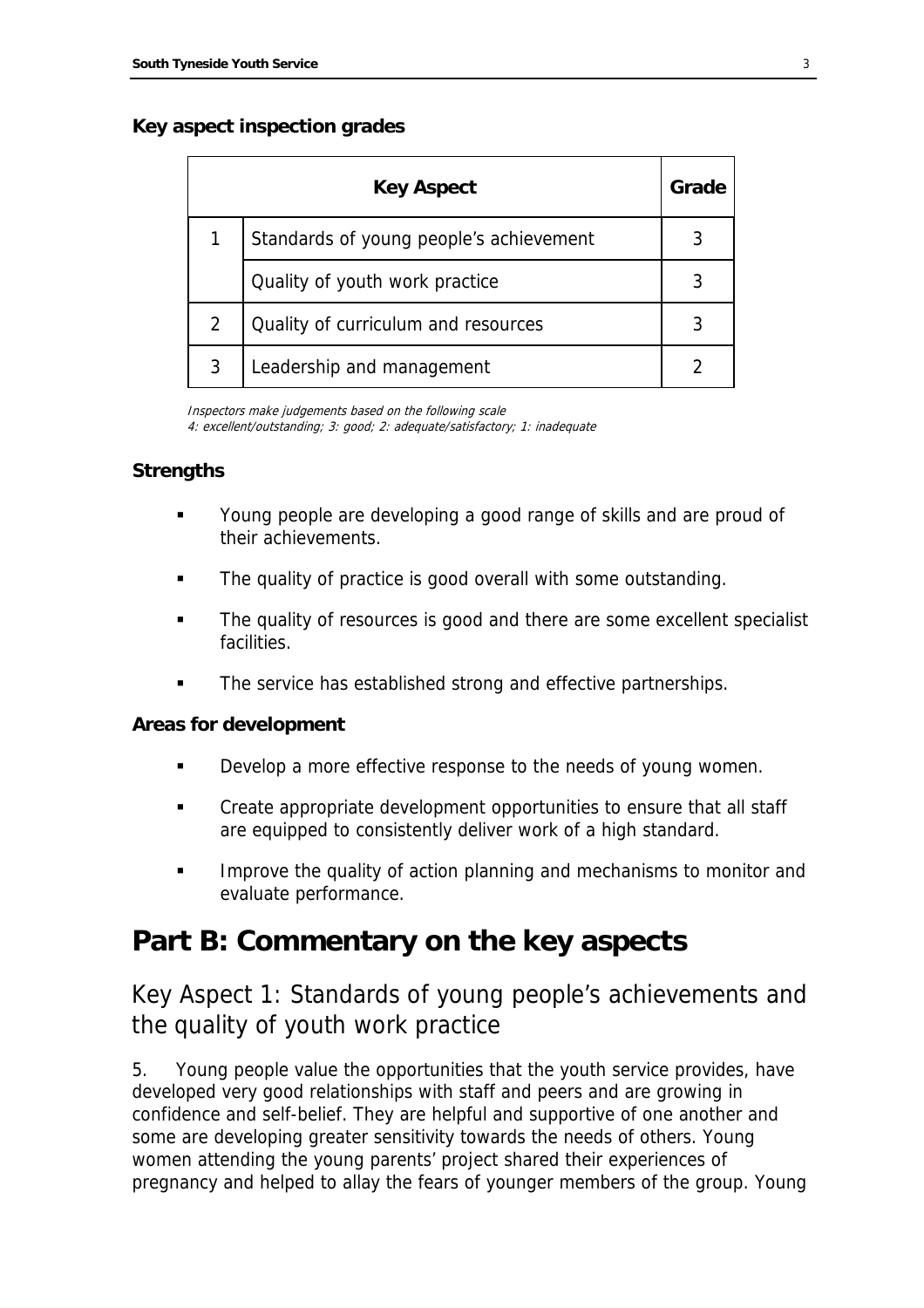**Key aspect inspection grades**

| | Key Aspect | Grade |
|---|---|---|
| 1 | Standards of young people's achievement | 3 |
| | Quality of youth work practice | 3 |
| 2 | Quality of curriculum and resources | 3 |
| 3 | Leadership and management | 2 |

*Inspectors make judgements based on the following scale*
*4: excellent/outstanding; 3: good; 2: adequate/satisfactory; 1: inadequate*

**Strengths**

- Young people are developing a good range of skills and are proud of their achievements.
- The quality of practice is good overall with some outstanding.
- The quality of resources is good and there are some excellent specialist facilities.
- The service has established strong and effective partnerships.

**Areas for development**

- Develop a more effective response to the needs of young women.
- Create appropriate development opportunities to ensure that all staff are equipped to consistently deliver work of a high standard.
- Improve the quality of action planning and mechanisms to monitor and evaluate performance.

# Part B: Commentary on the key aspects

## Key Aspect 1: Standards of young people's achievements and the quality of youth work practice

5. Young people value the opportunities that the youth service provides, have developed very good relationships with staff and peers and are growing in confidence and self-belief. They are helpful and supportive of one another and some are developing greater sensitivity towards the needs of others. Young women attending the young parents' project shared their experiences of pregnancy and helped to allay the fears of younger members of the group. Young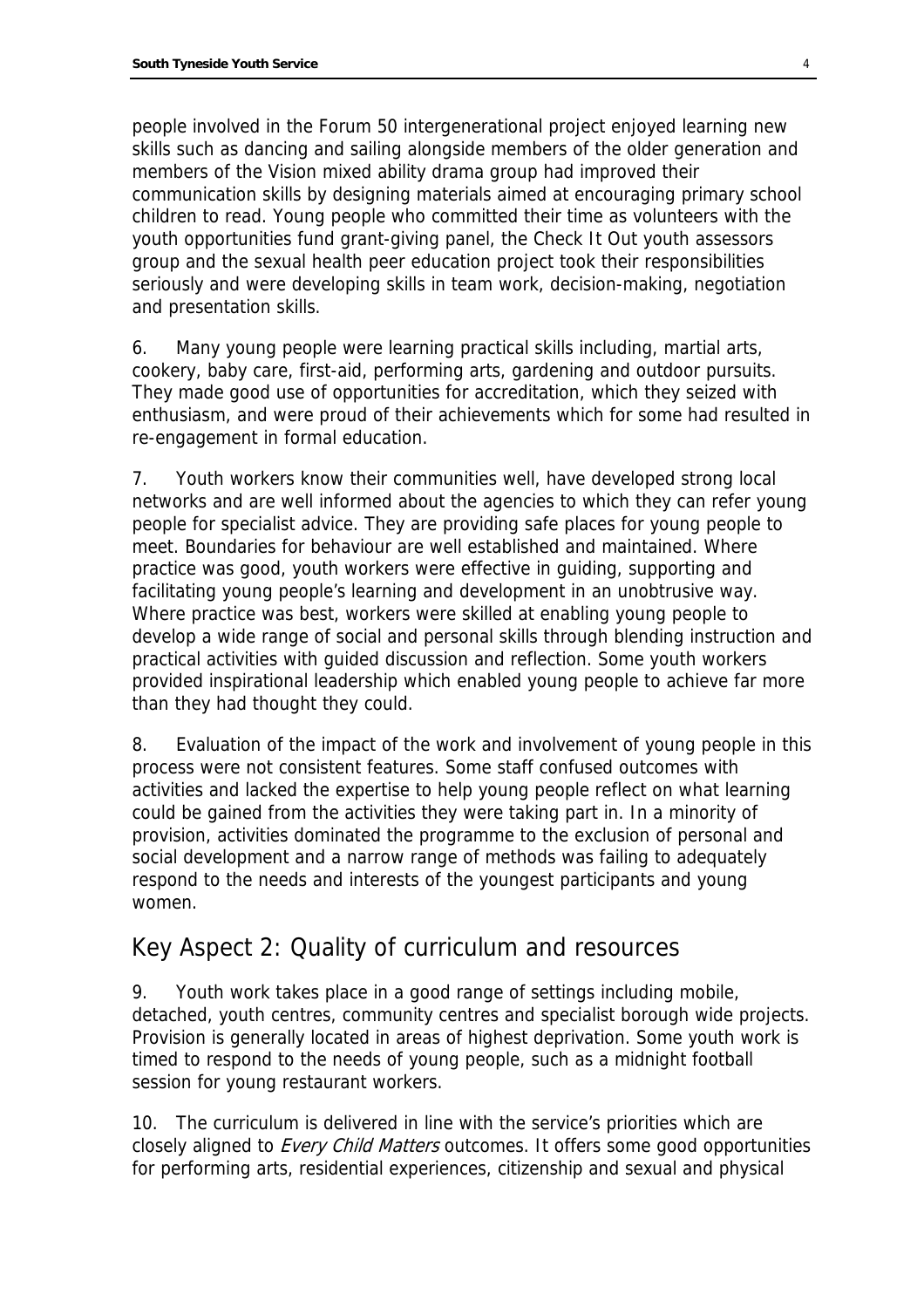people involved in the Forum 50 intergenerational project enjoyed learning new skills such as dancing and sailing alongside members of the older generation and members of the Vision mixed ability drama group had improved their communication skills by designing materials aimed at encouraging primary school children to read. Young people who committed their time as volunteers with the youth opportunities fund grant-giving panel, the Check It Out youth assessors group and the sexual health peer education project took their responsibilities seriously and were developing skills in team work, decision-making, negotiation and presentation skills.

6. Many young people were learning practical skills including, martial arts, cookery, baby care, first-aid, performing arts, gardening and outdoor pursuits. They made good use of opportunities for accreditation, which they seized with enthusiasm, and were proud of their achievements which for some had resulted in re-engagement in formal education.

7. Youth workers know their communities well, have developed strong local networks and are well informed about the agencies to which they can refer young people for specialist advice. They are providing safe places for young people to meet. Boundaries for behaviour are well established and maintained. Where practice was good, youth workers were effective in guiding, supporting and facilitating young people's learning and development in an unobtrusive way. Where practice was best, workers were skilled at enabling young people to develop a wide range of social and personal skills through blending instruction and practical activities with guided discussion and reflection. Some youth workers provided inspirational leadership which enabled young people to achieve far more than they had thought they could.

8. Evaluation of the impact of the work and involvement of young people in this process were not consistent features. Some staff confused outcomes with activities and lacked the expertise to help young people reflect on what learning could be gained from the activities they were taking part in. In a minority of provision, activities dominated the programme to the exclusion of personal and social development and a narrow range of methods was failing to adequately respond to the needs and interests of the youngest participants and young women.

## Key Aspect 2: Quality of curriculum and resources

9. Youth work takes place in a good range of settings including mobile, detached, youth centres, community centres and specialist borough wide projects. Provision is generally located in areas of highest deprivation. Some youth work is timed to respond to the needs of young people, such as a midnight football session for young restaurant workers.

10. The curriculum is delivered in line with the service's priorities which are closely aligned to *Every Child Matters* outcomes. It offers some good opportunities for performing arts, residential experiences, citizenship and sexual and physical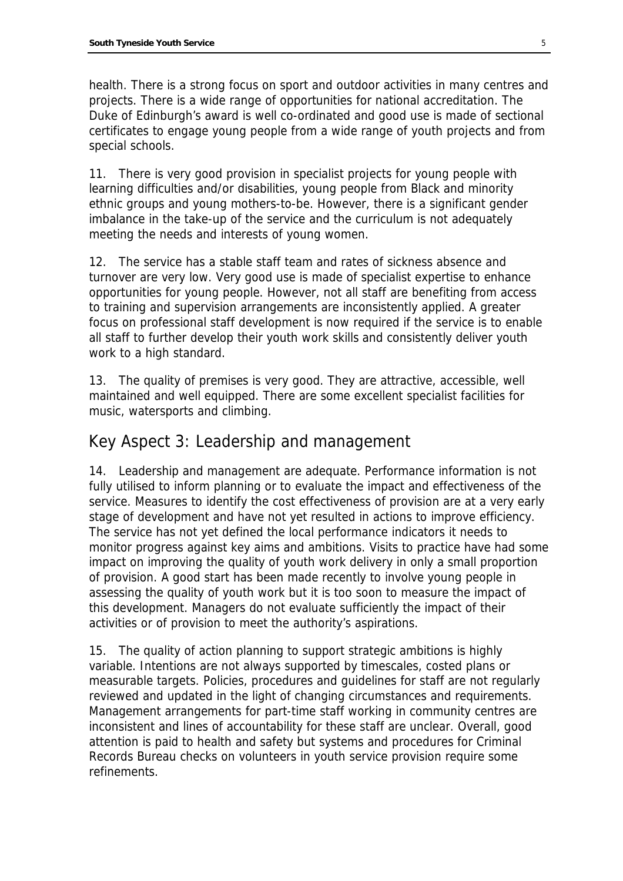health. There is a strong focus on sport and outdoor activities in many centres and projects. There is a wide range of opportunities for national accreditation. The Duke of Edinburgh's award is well co-ordinated and good use is made of sectional certificates to engage young people from a wide range of youth projects and from special schools.

11. There is very good provision in specialist projects for young people with learning difficulties and/or disabilities, young people from Black and minority ethnic groups and young mothers-to-be. However, there is a significant gender imbalance in the take-up of the service and the curriculum is not adequately meeting the needs and interests of young women.

12. The service has a stable staff team and rates of sickness absence and turnover are very low. Very good use is made of specialist expertise to enhance opportunities for young people. However, not all staff are benefiting from access to training and supervision arrangements are inconsistently applied. A greater focus on professional staff development is now required if the service is to enable all staff to further develop their youth work skills and consistently deliver youth work to a high standard.

13. The quality of premises is very good. They are attractive, accessible, well maintained and well equipped. There are some excellent specialist facilities for music, watersports and climbing.

## Key Aspect 3: Leadership and management

14. Leadership and management are adequate. Performance information is not fully utilised to inform planning or to evaluate the impact and effectiveness of the service. Measures to identify the cost effectiveness of provision are at a very early stage of development and have not yet resulted in actions to improve efficiency. The service has not yet defined the local performance indicators it needs to monitor progress against key aims and ambitions. Visits to practice have had some impact on improving the quality of youth work delivery in only a small proportion of provision. A good start has been made recently to involve young people in assessing the quality of youth work but it is too soon to measure the impact of this development. Managers do not evaluate sufficiently the impact of their activities or of provision to meet the authority's aspirations.

15. The quality of action planning to support strategic ambitions is highly variable. Intentions are not always supported by timescales, costed plans or measurable targets. Policies, procedures and guidelines for staff are not regularly reviewed and updated in the light of changing circumstances and requirements. Management arrangements for part-time staff working in community centres are inconsistent and lines of accountability for these staff are unclear. Overall, good attention is paid to health and safety but systems and procedures for Criminal Records Bureau checks on volunteers in youth service provision require some refinements.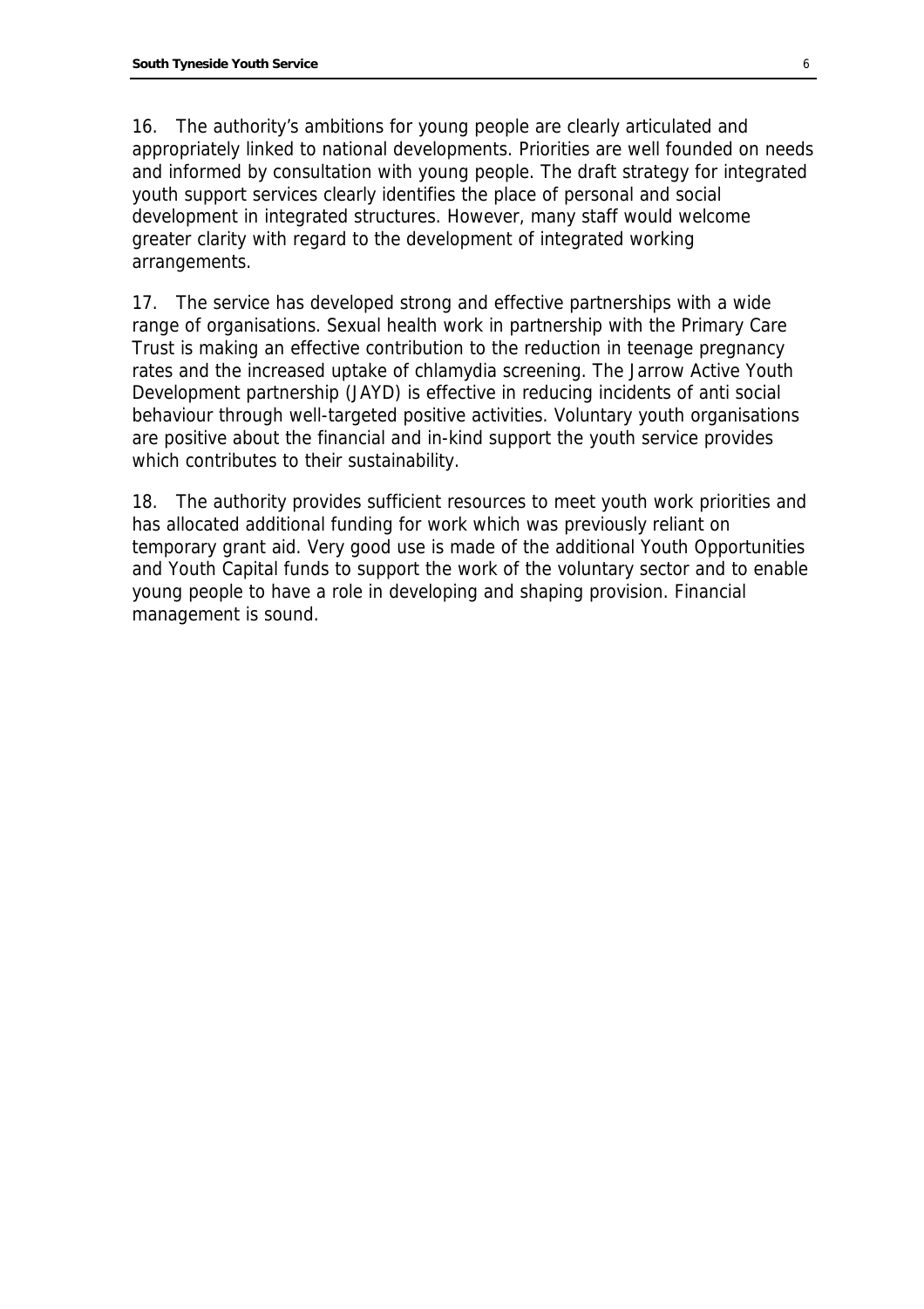16. The authority's ambitions for young people are clearly articulated and appropriately linked to national developments. Priorities are well founded on needs and informed by consultation with young people. The draft strategy for integrated youth support services clearly identifies the place of personal and social development in integrated structures. However, many staff would welcome greater clarity with regard to the development of integrated working arrangements.

17. The service has developed strong and effective partnerships with a wide range of organisations. Sexual health work in partnership with the Primary Care Trust is making an effective contribution to the reduction in teenage pregnancy rates and the increased uptake of chlamydia screening. The Jarrow Active Youth Development partnership (JAYD) is effective in reducing incidents of anti social behaviour through well-targeted positive activities. Voluntary youth organisations are positive about the financial and in-kind support the youth service provides which contributes to their sustainability.

18. The authority provides sufficient resources to meet youth work priorities and has allocated additional funding for work which was previously reliant on temporary grant aid. Very good use is made of the additional Youth Opportunities and Youth Capital funds to support the work of the voluntary sector and to enable young people to have a role in developing and shaping provision. Financial management is sound.